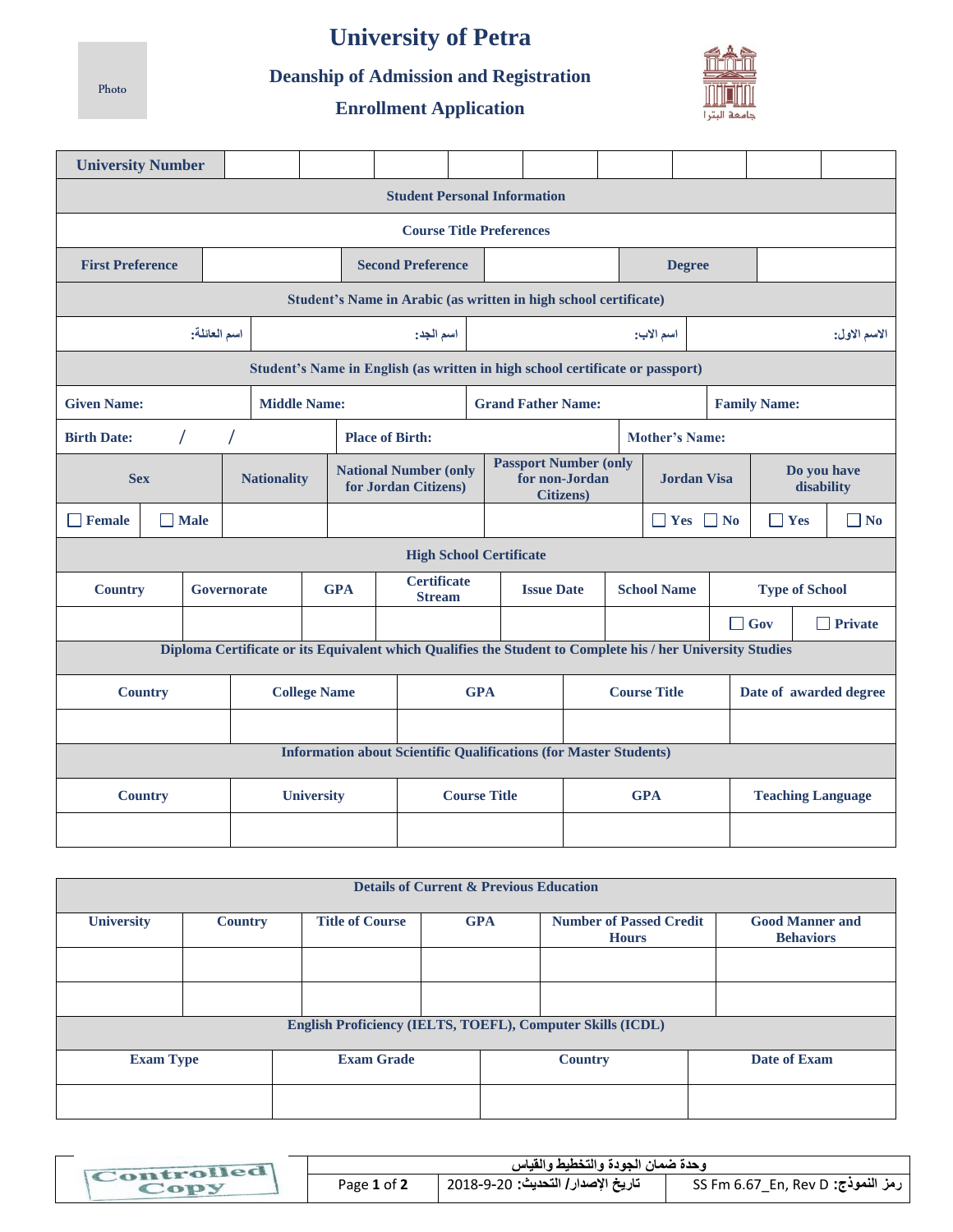Photo

# University of Petra

## Deanship of Admission and Registration

## Enrollment Application

| University Number | | | | | | | | | |
|---|---|---|---|---|---|---|---|---|---|

**Student Personal Information**

**Course Title Preferences**

| First Preference | | Second Preference | | Degree | |
|---|---|---|---|---|---|

**Student's Name in Arabic (as written in high school certificate)**

| الاسم الاول: | اسم الاب: | اسم الجد: | اسم العائلة: |
|---|---|---|---|

**Student's Name in English (as written in high school certificate or passport)**

| Given Name: | Middle Name: | Grand Father Name: | Family Name: |
|---|---|---|---|

| Birth Date: / / | Place of Birth: | Mother's Name: |
|---|---|---|

| Sex | | Nationality | National Number (only for Jordan Citizens) | Passport Number (only for non-Jordan Citizens) | Jordan Visa | Do you have disability | |
|---|---|---|---|---|---|---|---|
| ☐ Female | ☐ Male | | | | ☐ Yes ☐ No | ☐ Yes | ☐ No |

**High School Certificate**

| Country | Governorate | GPA | Certificate Stream | Issue Date | School Name | Type of School | |
|---|---|---|---|---|---|---|---|
| | | | | | | ☐ Gov | ☐ Private |

**Diploma Certificate or its Equivalent which Qualifies the Student to Complete his / her University Studies**

| Country | College Name | GPA | Course Title | Date of awarded degree |
|---|---|---|---|---|
| | | | | |

**Information about Scientific Qualifications (for Master Students)**

| Country | University | Course Title | GPA | Teaching Language |
|---|---|---|---|---|
| | | | | |

**Details of Current & Previous Education**

| University | Country | Title of Course | GPA | Number of Passed Credit Hours | Good Manner and Behaviors |
|---|---|---|---|---|---|
| | | | | | |
| | | | | | |

**English Proficiency (IELTS, TOEFL), Computer Skills (ICDL)**

| Exam Type | Exam Grade | Country | Date of Exam |
|---|---|---|---|
| | | | |

Controlled Copy

| وحدة ضمان الجودة والتخطيط والقياس | | |
|---|---|---|
| رمز النموذج: SS Fm 6.67_En, Rev D | تاريخ الإصدار/ التحديث: 20-9-2018 | |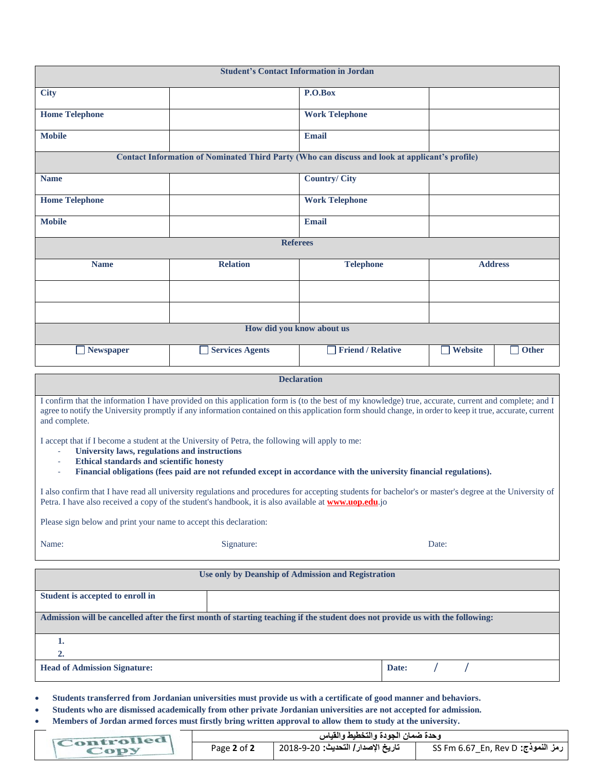| Student's Contact Information in Jordan | | | |
|---|---|---|---|
| **City** | | **P.O.Box** | |
| **Home Telephone** | | **Work Telephone** | |
| **Mobile** | | **Email** | |

| Contact Information of Nominated Third Party (Who can discuss and look at applicant's profile) | | | |
|---|---|---|---|
| **Name** | | **Country/ City** | |
| **Home Telephone** | | **Work Telephone** | |
| **Mobile** | | **Email** | |

| Referees | | | |
|---|---|---|---|
| **Name** | **Relation** | **Telephone** | **Address** |
| | | | |
| | | | |

| How did you know about us | | | | |
|---|---|---|---|---|
| ☐ **Newspaper** | ☐ **Services Agents** | ☐ **Friend / Relative** | ☐ **Website** | ☐ **Other** |

## Declaration

I confirm that the information I have provided on this application form is (to the best of my knowledge) true, accurate, current and complete; and I agree to notify the University promptly if any information contained on this application form should change, in order to keep it true, accurate, current and complete.

I accept that if I become a student at the University of Petra, the following will apply to me:

- **University laws, regulations and instructions**
- **Ethical standards and scientific honesty**
- **Financial obligations (fees paid are not refunded except in accordance with the university financial regulations).**

I also confirm that I have read all university regulations and procedures for accepting students for bachelor's or master's degree at the University of Petra. I have also received a copy of the student's handbook, it is also available at www.uop.edu.jo

Please sign below and print your name to accept this declaration:

Name: Signature: Date:

| Use only by Deanship of Admission and Registration | |
|---|---|
| **Student is accepted to enroll in** | |
| **Admission will be cancelled after the first month of starting teaching if the student does not provide us with the following:** | |
| **1.**<br>**2.** | |
| **Head of Admission Signature:** | **Date:** / / |

- **Students transferred from Jordanian universities must provide us with a certificate of good manner and behaviors.**
- **Students who are dismissed academically from other private Jordanian universities are not accepted for admission.**
- **Members of Jordan armed forces must firstly bring written approval to allow them to study at the university.**

| Controlled Copy | وحدة ضمان الجودة والتخطيط والقياس | | |
|---|---|---|---|
| | Page 2 of 2 | تاريخ الإصدار/ التحديث: 20-9-2018 | رمز النموذج: SS Fm 6.67_En, Rev D |